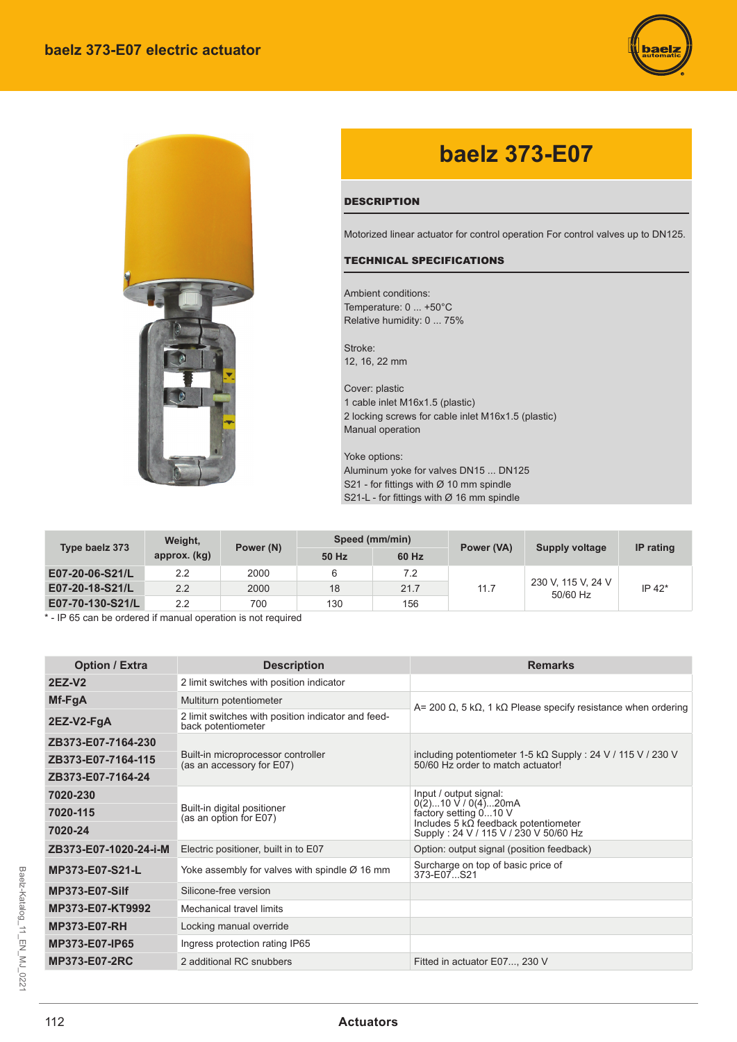# baelz 373-E07 electric actuator

## baelz 373-E07

### DESCRIPTION

Motorized linear actuator for control operation For control valves up to DN125.

### TECHNICAL SPECIFICATIONS

Ambient conditions:
Temperature: 0 ... +50°C
Relative humidity: 0 ... 75%

Stroke:
12, 16, 22 mm

Cover: plastic
1 cable inlet M16x1.5 (plastic)
2 locking screws for cable inlet M16x1.5 (plastic)
Manual operation

Yoke options:
Aluminum yoke for valves DN15 ... DN125
S21 - for fittings with Ø 10 mm spindle
S21-L - for fittings with Ø 16 mm spindle

| Type baelz 373 | Weight, approx. (kg) | Power (N) | Speed (mm/min) | | Power (VA) | Supply voltage | IP rating |
|---|---|---|---|---|---|---|---|
| | | | 50 Hz | 60 Hz | | | |
| E07-20-06-S21/L | 2.2 | 2000 | 6 | 7.2 | 11.7 | 230 V, 115 V, 24 V 50/60 Hz | IP 42* |
| E07-20-18-S21/L | 2.2 | 2000 | 18 | 21.7 | | | |
| E07-70-130-S21/L | 2.2 | 700 | 130 | 156 | | | |

* - IP 65 can be ordered if manual operation is not required

| Option / Extra | Description | Remarks |
|---|---|---|
| 2EZ-V2 | 2 limit switches with position indicator | |
| Mf-FgA | Multiturn potentiometer | A= 200 Ω, 5 kΩ, 1 kΩ Please specify resistance when ordering |
| 2EZ-V2-FgA | 2 limit switches with position indicator and feed-back potentiometer | |
| ZB373-E07-7164-230 | Built-in microprocessor controller (as an accessory for E07) | including potentiometer 1-5 kΩ Supply : 24 V / 115 V / 230 V 50/60 Hz order to match actuator! |
| ZB373-E07-7164-115 | | |
| ZB373-E07-7164-24 | | |
| 7020-230 | Built-in digital positioner (as an option for E07) | Input / output signal: 0(2)...10 V / 0(4)...20mA factory setting 0...10 V Includes 5 kΩ feedback potentiometer Supply : 24 V / 115 V / 230 V 50/60 Hz |
| 7020-115 | | |
| 7020-24 | | |
| ZB373-E07-1020-24-i-M | Electric positioner, built in to E07 | Option: output signal (position feedback) |
| MP373-E07-S21-L | Yoke assembly for valves with spindle Ø 16 mm | Surcharge on top of basic price of 373-E07...S21 |
| MP373-E07-Silf | Silicone-free version | |
| MP373-E07-KT9992 | Mechanical travel limits | |
| MP373-E07-RH | Locking manual override | |
| MP373-E07-IP65 | Ingress protection rating IP65 | |
| MP373-E07-2RC | 2 additional RC snubbers | Fitted in actuator E07..., 230 V |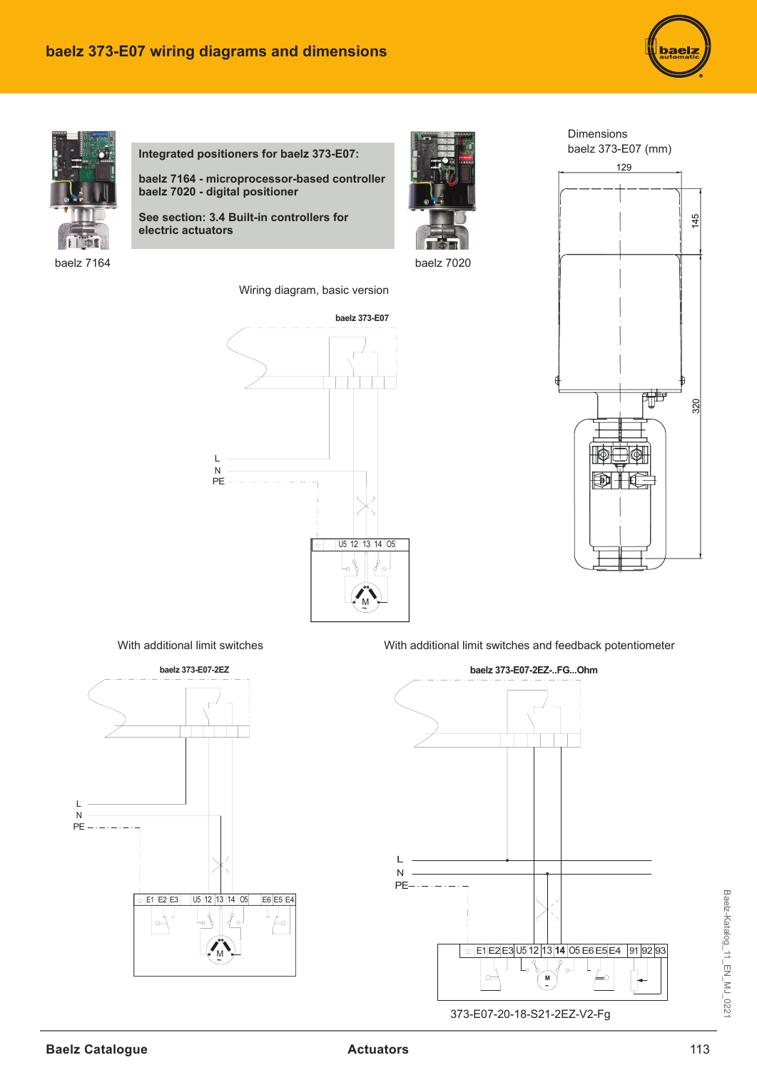# baelz 373-E07 wiring diagrams and dimensions

baelz 7164

**Integrated positioners for baelz 373-E07:**

**baelz 7164 - microprocessor-based controller**
**baelz 7020 - digital positioner**

**See section: 3.4 Built-in controllers for electric actuators**

baelz 7020

Dimensions
baelz 373-E07 (mm)

129

145

320

Wiring diagram, basic version

**baelz 373-E07**

L
N
PE

U5 12 13 14 O5

M

With additional limit switches

**baelz 373-E07-2EZ**

L
N
PE

E1 E2 E3 U5 12 13 14 O5 E6 E5 E4

M

With additional limit switches and feedback potentiometer

**baelz 373-E07-2EZ-..FG...Ohm**

L
N
PE

E1 E2 E3 U5 12 13 14 O5 E6 E5 E4 91 92 93

M

373-E07-20-18-S21-2EZ-V2-Fg

Baelz-Katalog_11_EN_MJ_0221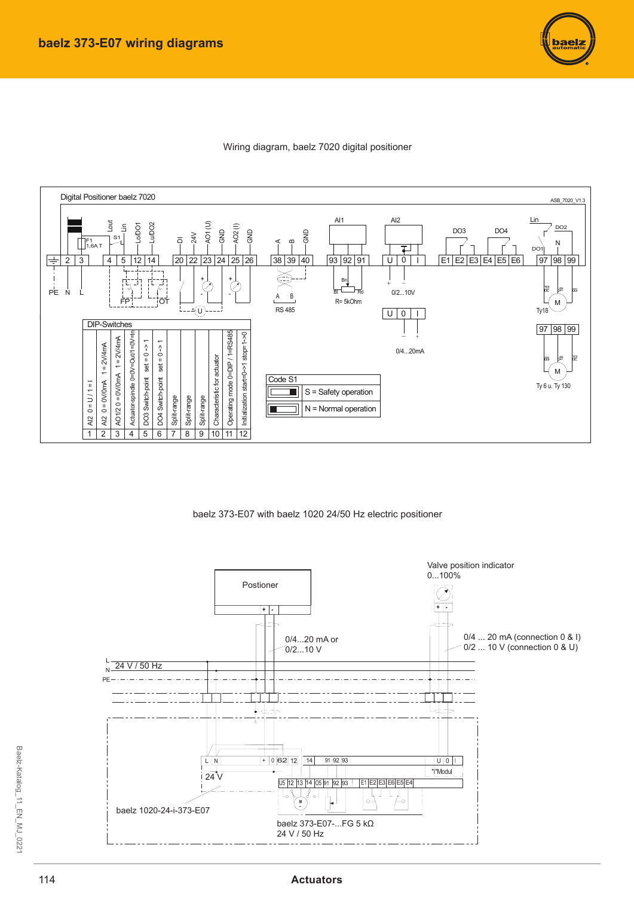## baelz 373-E07 wiring diagrams

Wiring diagram, baelz 7020 digital positioner

Digital Positioner baelz 7020

ASB_7020_V1.3

Lout
Lin
S1
Lo/DO1
Lu/DO2
F1
1,6A T
DI
24V
AO1 (U)
GND
AO2 (I)
GND
A
B
GND
AI1
AI2
DO3
DO4
Lin
DO2
DO1
N

2 | 3 | 4 | 5 | 12 | 14 | 20 | 22 | 23 | 24 | 25 | 26 | 38 | 39 | 40 | 93 | 92 | 91 | U | 0 | I | E1 | E2 | E3 | E4 | E5 | E6 | 97 | 98 | 99

PE N L
FP
OT
U
A B
RS 485
Bn
Bl Rd
R= 5kOhm
0/2...10V
U 0 I
0/4...20mA
Rd Ye Bl
M
Ty18
97 98 99
Bl Ye Rd
M
Ty 6 u. Ty 130

DIP-Switches

| | |
|---|---|
| 1 | AI2 0 = U / 1 = I |
| 2 | AI2 0 = 0V/0mA 1 = 2V/4mA |
| 3 | AO1/2 0 = 0V/0mA 1 = 2V/4mA |
| 4 | Actuator-spindle 0=0V=Out/1=0V=In |
| 5 | DO3 Switch-point set = 0 -> 1 |
| 6 | DO4 Switch-point set = 0 -> 1 |
| 7 | Split-range |
| 8 | Split-range |
| 9 | Split-range |
| 10 | Characteristic for actuator |
| 11 | Operating mode 0=DIP / 1=RS485 |
| 12 | Initialization start=0->1 stop=1->0 |

Code S1

| | |
|---|---|
| | S = Safety operation |
| | N = Normal operation |

baelz 373-E07 with baelz 1020 24/50 Hz electric positioner

Postioner

Valve position indicator
0...100%

0/4...20 mA or
0/2...10 V

0/4 ... 20 mA (connection 0 & I)
0/2 ... 10 V (connection 0 & U)

L
N
PE
24 V / 50 Hz

L N + 0 62 12 14 91 92 93 U 0 I
24 V
"I"Modul
U5 12 13 14 05 91 92 93 E1 E2 E3 E6 E5 E4

baelz 1020-24-i-373-E07

baelz 373-E07-...FG 5 kΩ
24 V / 50 Hz

Baelz-Katalog_11_EN_MJ_0221

Actuators